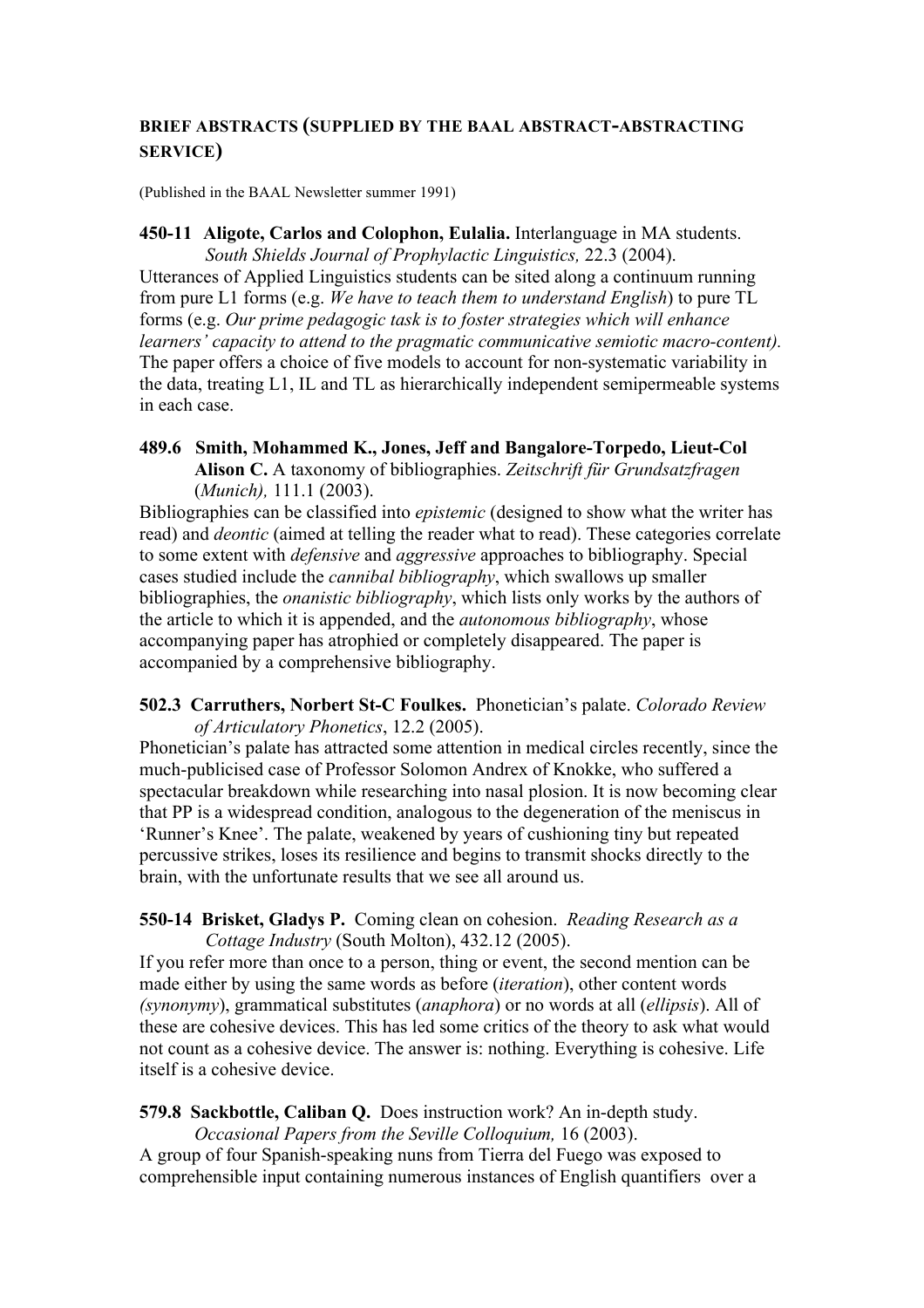# BRIEF ABSTRACTS (SUPPLIED BY THE BAAL ABSTRACT-ABSTRACTING SERVICE)

(Published in the BAAL Newsletter summer 1991)

**450-11 Aligote, Carlos and Colophon, Eulalia.** Interlanguage in MA students. *South Shields Journal of Prophylactic Linguistics,* 22.3 (2004).

Utterances of Applied Linguistics students can be sited along a continuum running from pure L1 forms (e.g. *We have to teach them to understand English*) to pure TL forms (e.g. *Our prime pedagogic task is to foster strategies which will enhance learners' capacity to attend to the pragmatic communicative semiotic macro-content).* The paper offers a choice of five models to account for non-systematic variability in the data, treating L1, IL and TL as hierarchically independent semipermeable systems in each case.

**489.6 Smith, Mohammed K., Jones, Jeff and Bangalore-Torpedo, Lieut-Col Alison C.** A taxonomy of bibliographies. *Zeitschrift für Grundsatzfragen* (*Munich),* 111.1 (2003).

Bibliographies can be classified into *epistemic* (designed to show what the writer has read) and *deontic* (aimed at telling the reader what to read). These categories correlate to some extent with *defensive* and *aggressive* approaches to bibliography. Special cases studied include the *cannibal bibliography*, which swallows up smaller bibliographies, the *onanistic bibliography*, which lists only works by the authors of the article to which it is appended, and the *autonomous bibliography*, whose accompanying paper has atrophied or completely disappeared. The paper is accompanied by a comprehensive bibliography.

**502.3 Carruthers, Norbert St-C Foulkes.** Phonetician's palate. *Colorado Review of Articulatory Phonetics*, 12.2 (2005).

Phonetician's palate has attracted some attention in medical circles recently, since the much-publicised case of Professor Solomon Andrex of Knokke, who suffered a spectacular breakdown while researching into nasal plosion. It is now becoming clear that PP is a widespread condition, analogous to the degeneration of the meniscus in 'Runner's Knee'. The palate, weakened by years of cushioning tiny but repeated percussive strikes, loses its resilience and begins to transmit shocks directly to the brain, with the unfortunate results that we see all around us.

**550-14 Brisket, Gladys P.** Coming clean on cohesion. *Reading Research as a Cottage Industry* (South Molton), 432.12 (2005).

If you refer more than once to a person, thing or event, the second mention can be made either by using the same words as before (*iteration*), other content words *(synonymy*), grammatical substitutes (*anaphora*) or no words at all (*ellipsis*). All of these are cohesive devices. This has led some critics of the theory to ask what would not count as a cohesive device. The answer is: nothing. Everything is cohesive. Life itself is a cohesive device.

**579.8 Sackbottle, Caliban Q.** Does instruction work? An in-depth study. *Occasional Papers from the Seville Colloquium,* 16 (2003).

A group of four Spanish-speaking nuns from Tierra del Fuego was exposed to comprehensible input containing numerous instances of English quantifiers over a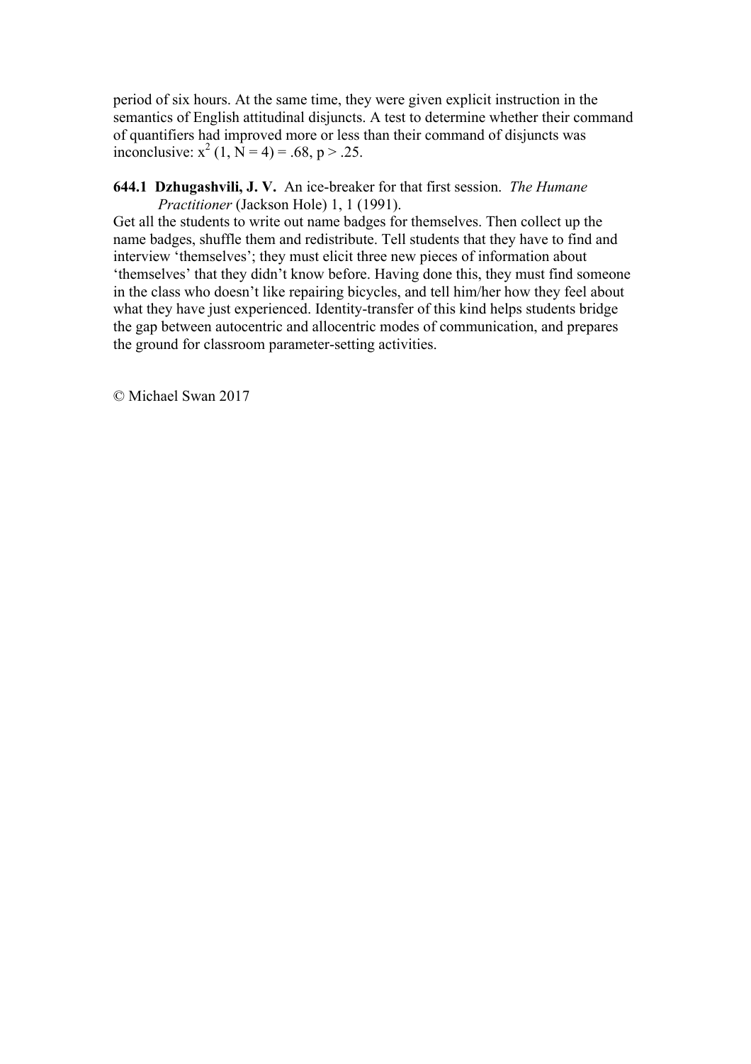period of six hours. At the same time, they were given explicit instruction in the semantics of English attitudinal disjuncts. A test to determine whether their command of quantifiers had improved more or less than their command of disjuncts was inconclusive: $x^2$ (1, N = 4) = .68, p > .25.

**644.1 Dzhugashvili, J. V.** An ice-breaker for that first session. *The Humane Practitioner* (Jackson Hole) 1, 1 (1991).
Get all the students to write out name badges for themselves. Then collect up the name badges, shuffle them and redistribute. Tell students that they have to find and interview 'themselves'; they must elicit three new pieces of information about 'themselves' that they didn't know before. Having done this, they must find someone in the class who doesn't like repairing bicycles, and tell him/her how they feel about what they have just experienced. Identity-transfer of this kind helps students bridge the gap between autocentric and allocentric modes of communication, and prepares the ground for classroom parameter-setting activities.

© Michael Swan 2017